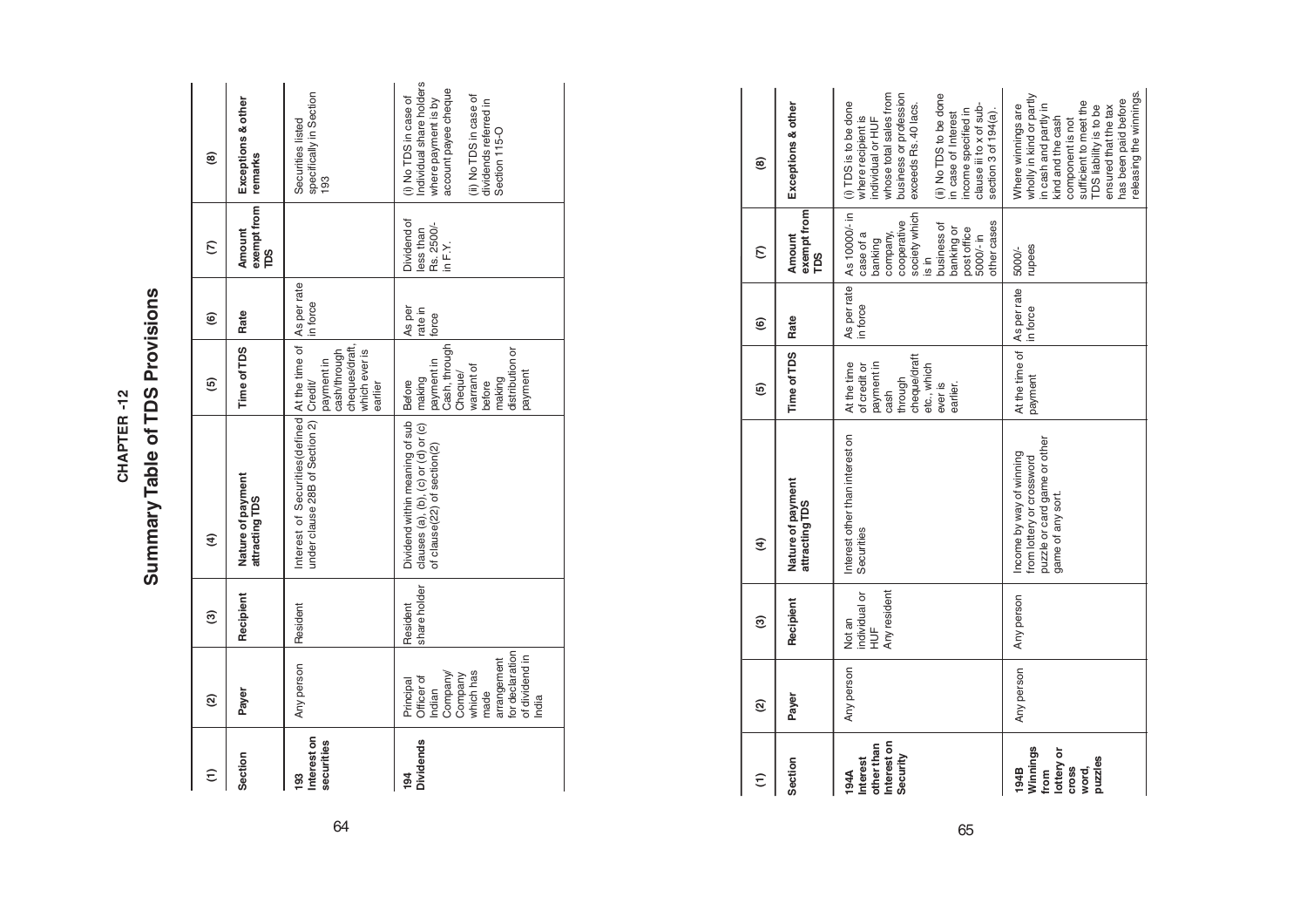# CHAPTER -12

## Summary Table of TDS Provisions

| (1) | (2) | (3) | (4) | (5) | (6) | (7) | (8) |
|---|---|---|---|---|---|---|---|
| **Section** | **Payer** | **Recipient** | **Nature of payment attracting TDS** | **Time of TDS** | **Rate** | **Amount exempt from TDS** | **Exceptions & other remarks** |
| **193 Interest on securities** | Any person | Resident | Interest of Securities(defined under clause 28B of Section 2) | At the time of Credit/ payment in cash/through cheques/draft, which ever is earlier | As per rate in force | | Securities listed specifically in Section 193 |
| **194 Dividends** | Principal Officer of Indian Company/ Company which has made arrangement for declaration of dividend in India | Resident share holder | Dividend within meaning of sub clauses (a), (b), (c) or (d) or (c) of clause(22) of section(2) | Before making payment in Cash, through Cheque/ warrant of before making distribution or payment | As per rate in force | Dividend of less than Rs. 2500/- in F.Y. | (i) No TDS in case of Individual share holders where payment is by account payee cheque<br>(ii) No TDS in case of dividends referred in Section 115-O |

| (1) | (2) | (3) | (4) | (5) | (6) | (7) | (8) |
|---|---|---|---|---|---|---|---|
| **Section** | **Payer** | **Recipient** | **Nature of payment attracting TDS** | **Time of TDS** | **Rate** | **Amount exempt from TDS** | **Exceptions & other** |
| **194A Interest other than Interest on Security** | Any person | Not an individual or HUF<br>Any resident | Interest other than interest on Securities | At the time of credit or payment in cash through cheque/draft etc., which ever is earlier. | As per rate in force | As 10000/- in case of a banking company, cooperative society which is in business of banking or post office 5000/- in other cases | (i) TDS is to be done where recipient is individual or HUF whose total sales from business or profession exceeds Rs. 40 lacs.<br>(ii) No TDS to be done in case of Interest income specified in clause iii to x of sub-section 3 of 194(a). |
| **194B Winnings from lottery or cross word, puzzles** | Any person | Any person | Income by way of winning from lottery or crossword puzzle or card game or other game of any sort. | At the time of payment | As per rate in force | 5000/- rupees | Where winnings are wholly in kind or partly in cash and partly in kind and the cash component is not sufficient to meet the TDS liability is to be ensured that the tax has been paid before releasing the winnings. |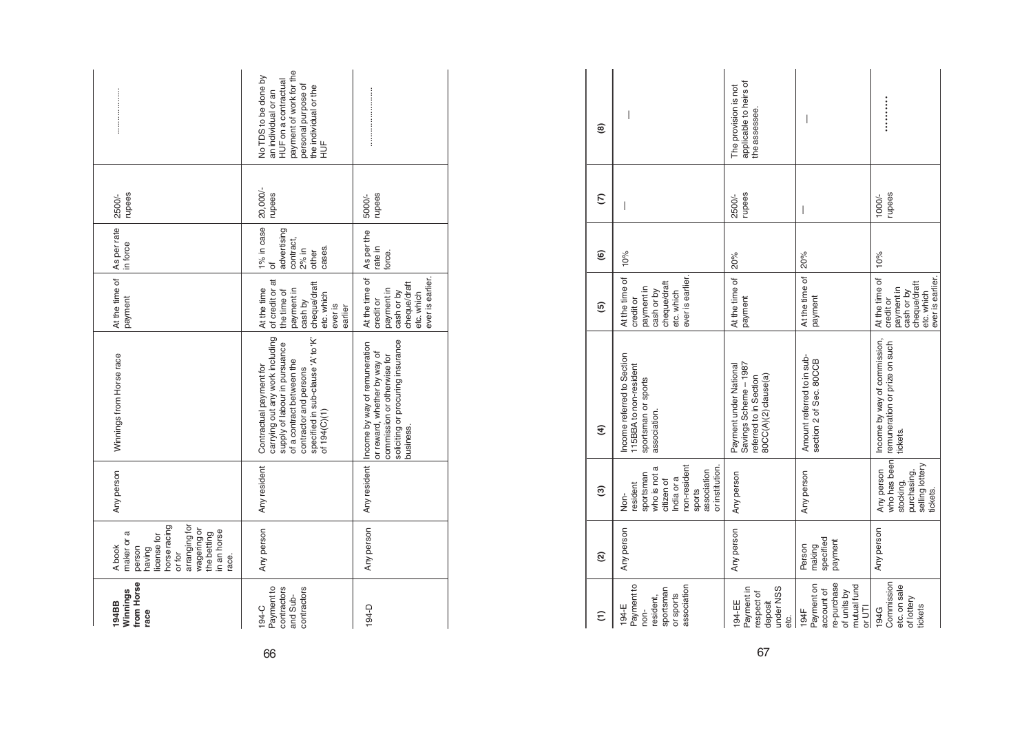| 194BB Winnings from Horse race | A book maker or a person having license for horse racing or for arranging for wagering or the betting in an horse race. | Any person | Winnings from Horse race | At the time of payment | As per rate in force | 2500/- rupees | .................. |
|---|---|---|---|---|---|---|---|
| 194-C Payment to contractors and Sub-contractors | Any person | Any resident | Contractual payment for carrying out any work including supply of labour in pursuance of a contract between the contractor and persons specified in sub-clause 'A' to 'K' of 194(C)(1) | At the time of credit or at the time of payment in cash by cheque/draft etc. which ever is earlier | 1% in case of advertising contract, 2% in other cases. | 20,000/- rupees | No TDS to be done by an individual or an HUF on a contractual payment of work for the personal purpose of the individual or the HUF |
| 194-D | Any person | Any resident | Income by way of remuneration or reward, whether by way of commission or otherwise for soliciting or procuring insurance business. | At the time of credit or payment in cash or by cheque/draft etc. which ever is earlier. | As per the rate in force. | 5000/- rupees | ....................... |

| (1) | (2) | (3) | (4) | (5) | (6) | (7) | (8) |
|---|---|---|---|---|---|---|---|
| 194-E Payment to non-resident, sportsman or sports association | Any person | Non-resident sportsman who is not a citizen of India or a non-resident sports association or institution. | Income referred to Section 115BBA to non-resident sportsman or sports association. | At the time of credit or payment in cash or by cheque/draft etc. which ever is earlier. | 10% | — | — |
| 194-EE Payment in respect of deposit under NSS etc. | Any person | Any person | Payment under National Savings Scheme – 1987 referred to in Section 80CC(A)(2) clause(a) | At the time of payment | 20% | 2500/- rupees | The provision is not applicable to heirs of the assessee. |
| 194F Payment on account of re-purchase of units by mutual fund or UTI | Person making specified payment | Any person | Amount referred to in sub-section 2 of Sec. 80CCB | At the time of payment | 20% | — | — |
| 194G Commission etc. on sale of lottery tickets | Any person | Any person who has been stocking, purchasing, selling lottery tickets. | Income by way of commission, remuneration or prize on such tickets. | At the time of credit or payment in cash or by cheque/draft etc. which ever is earlier. | 10% | 1000/- rupees | ........... |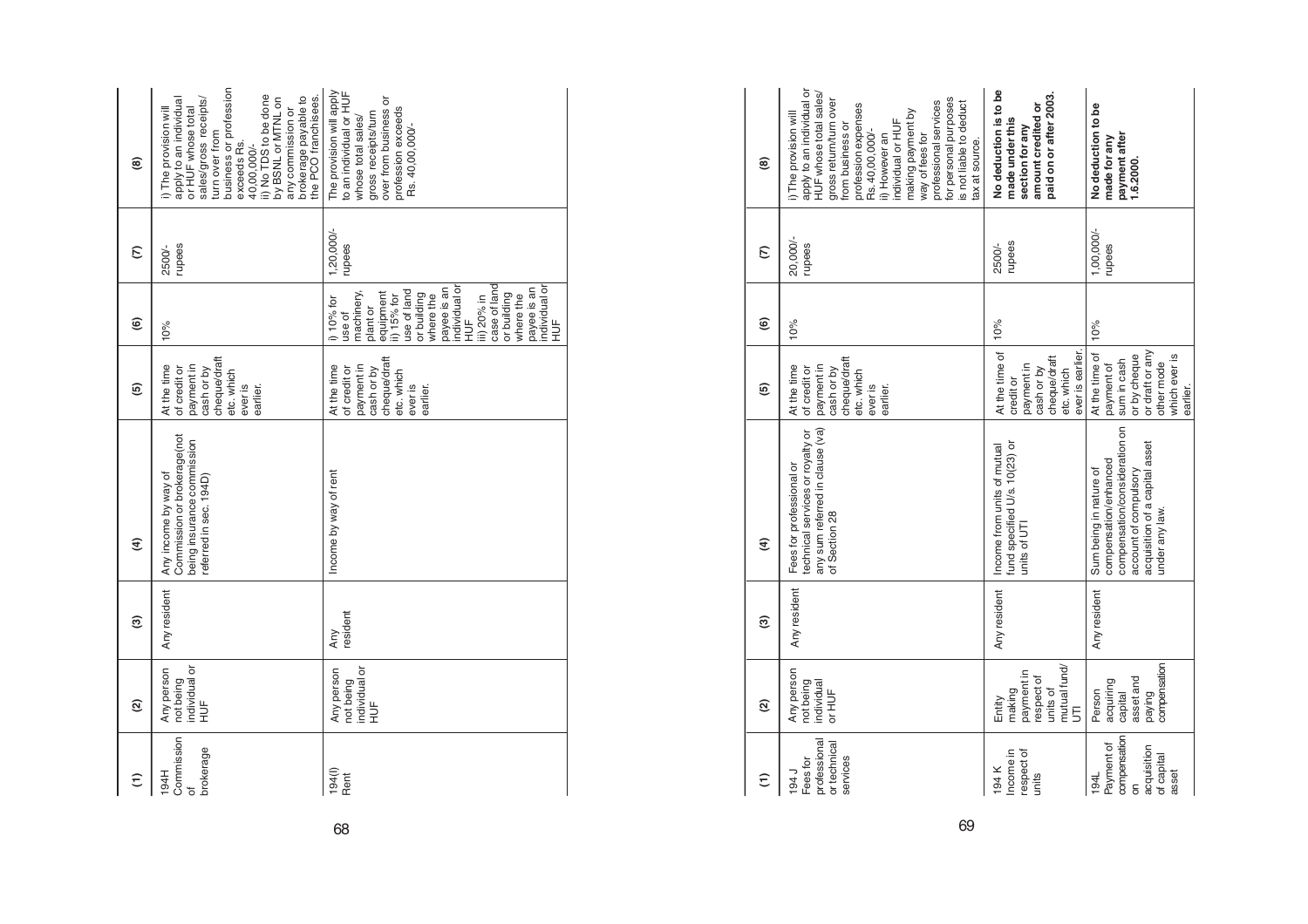| (1) | (2) | (3) | (4) | (5) | (6) | (7) | (8) |
|---|---|---|---|---|---|---|---|
| 194H Commission of brokerage | Any person not being individual or HUF | Any resident | Any income by way of Commission or brokerage(not being insurance commission referred in sec. 194D) | At the time of credit or payment in cash or by cheque/draft etc. which ever is earlier. | 10% | 2500/- rupees | i) The provision will apply to an individual or HUF whose total sales/gross receipts/ turn over from business or profession exceeds Rs. 40,00,000/- ii) No TDS to be done by BSNL or MTNL on any commission or brokerage payable to the PCO franchisees. |
| 194(I) Rent | Any person not being individual or HUF | Any resident | Income by way of rent | At the time of credit or payment in cash or by cheque/draft etc. which ever is earlier. | i) 10% for use of machinery, plant or equipment ii) 15% for use of land or building where the payee is an individual or HUF iii) 20% in case of land or building where the payee is an individual or HUF | 1,20,000/- rupees | The provision will apply to an individual or HUF whose total sales/ gross receipts/turn over from business or profession exceeds Rs. 40,00,000/- |
| 194 J Fees for professional or technical services | Any person not being individual or HUF | Any resident | Fees for professional or technical services or royalty or any sum referred in clause (va) of Section 28 | At the time of credit or payment in cash or by cheque/draft etc. which ever is earlier. | 10% | 20,000/- rupees | i) The provision will apply to an individual or HUF whose total sales/ gross return/turn over from business or profession expenses Rs. 40,00,000/- ii) However an individual or HUF making payment by way of fees for professional services for personal purposes is not liable to deduct tax at source. |
| 194 K Income in respect of units | Entity making payment in respect of units of mutual fund/ UTI | Any resident | Income from units of mutual fund specified U/s. 10(23) or units of UTI | At the time of credit or payment in cash or by cheque/draft etc. which ever is earlier. | 10% | 2500/- rupees | **No deduction is to be made under this section for any amount credited or paid on or after 2003.** |
| 194L Payment of compensation on acquisition of capital asset | Person acquiring capital asset and paying compensation | Any resident | Sum being in nature of compensation/enhanced compensation/consideration on account of compulsory acquisition of a capital asset under any law. | At the time of payment of sum in cash or by cheque or draft or any other mode which ever is earlier. | 10% | 1,00,000/- rupees | **No deduction to be made for any payment after 1.6.2000.** |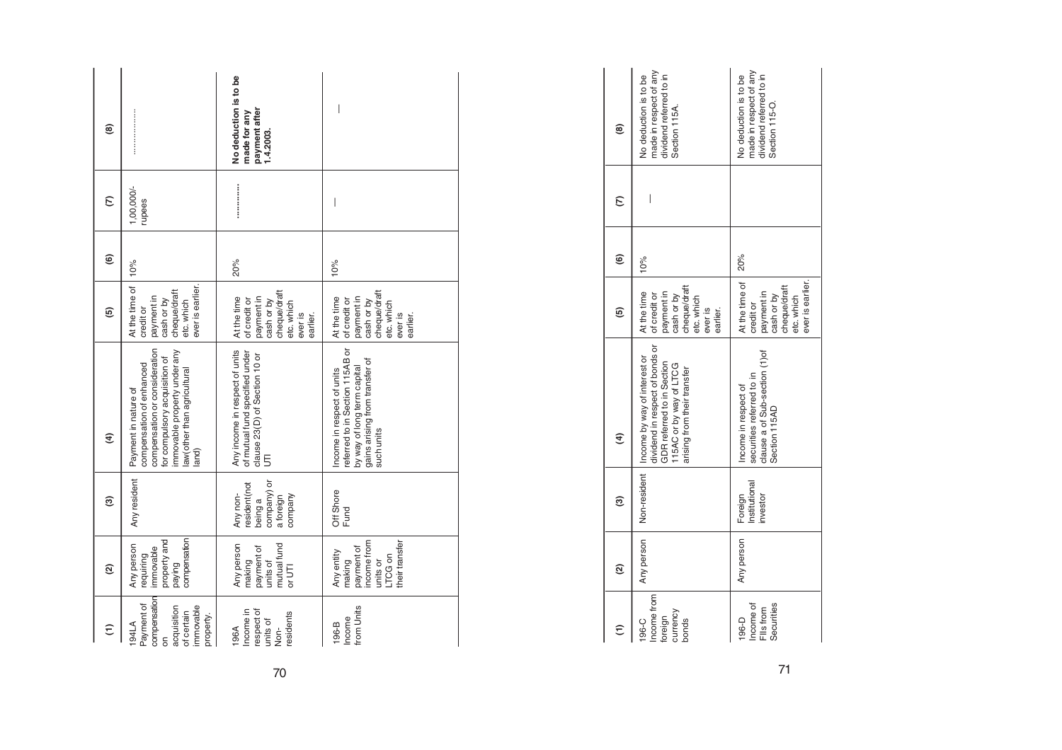| (1) | (2) | (3) | (4) | (5) | (6) | (7) | (8) |
|---|---|---|---|---|---|---|---|
| 194LA Payment of compensation on acquisition of certain immovable property. | Any person requiring immovable property and paying compensation | Any resident | Payment in nature of compensation of enhanced compensation or consideration for compulsory acquisition of immovable property under any law(other than agricultural land) | At the time of credit or payment in cash or by cheque/draft etc. which ever is earlier. | 10% | 1,00,000/- rupees | ..................... |
| 196A Income in respect of units of Non-residents | Any person making payment of units of mutual fund or UTI | Any non-resident(not being a company) or a foreign company | Any income in respect of units of mutual fund specified under clause 23(D) of Section 10 or UTI | At the time of credit or payment in cash or by cheque/draft etc. which ever is earlier. | 20% | .............. | **No deduction is to be made for any payment after 1.4.2003.** |
| 196-B Income from Units | Any entity making payment of income from units or LTCG on their transfer | Off Shore Fund | Income in respect of units referred to in Section 115AB or by way of long term capital gains arising from transfer of such units | At the time of credit or payment in cash or by cheque/draft etc. which ever is earlier. | 10% | — | — |
| 196-C Income from foreign currency bonds | Any person | Non-resident | Income by way of interest or dividend in respect of bonds or GDR referred to in Section 115AC or by way of LTCG arising from their transfer | At the time of credit or payment in cash or by cheque/draft etc. which ever is earlier. | 10% | — | No deduction is to be made in respect of any dividend referred to in Section 115A. |
| 196-D Income of FIIs from Securities | Any person | Foreign Institutional investor | Income in respect of securities referred to in clause a of Sub-section (1)of Section 115AD | At the time of credit or payment in cash or by cheque/draft etc. which ever is earlier. | 20% | | No deduction is to be made in respect of any dividend referred to in Section 115-O. |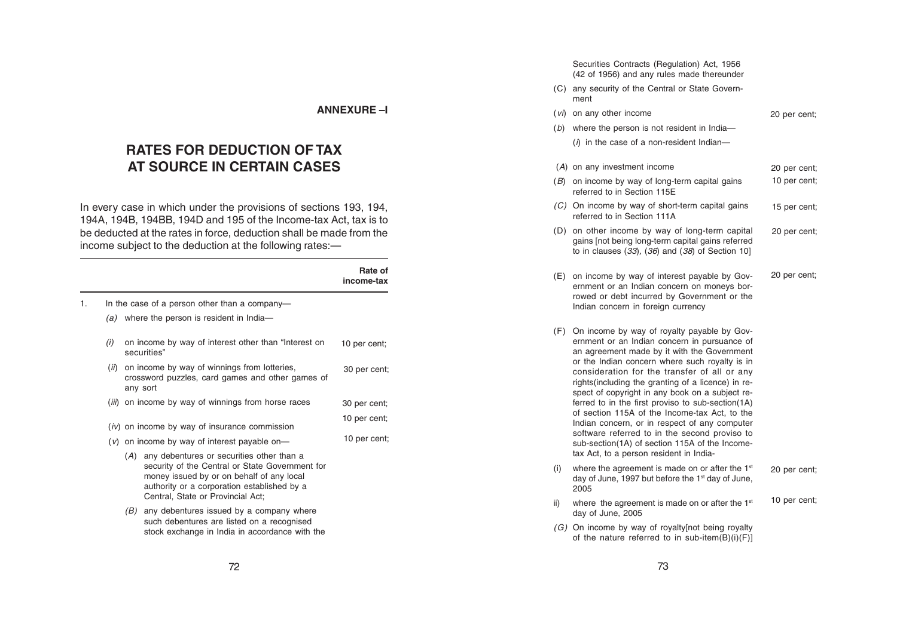## ANNEXURE –I

# RATES FOR DEDUCTION OF TAX AT SOURCE IN CERTAIN CASES

In every case in which under the provisions of sections 193, 194, 194A, 194B, 194BB, 194D and 195 of the Income-tax Act, tax is to be deducted at the rates in force, deduction shall be made from the income subject to the deduction at the following rates:—

| | Rate of income-tax |
|---|---|
| 1. In the case of a person other than a company— | |
| *(a)* where the person is resident in India— | |
| *(i)* on income by way of interest other than "Interest on securities" | 10 per cent; |
| (*ii*) on income by way of winnings from lotteries, crossword puzzles, card games and other games of any sort | 30 per cent; |
| (*iii*) on income by way of winnings from horse races | 30 per cent; |
| (*iv*) on income by way of insurance commission | 10 per cent; |
| (*v*) on income by way of interest payable on— | 10 per cent; |
| (*A*) any debentures or securities other than a security of the Central or State Government for money issued by or on behalf of any local authority or a corporation established by a Central, State or Provincial Act; | |
| *(B)* any debentures issued by a company where such debentures are listed on a recognised stock exchange in India in accordance with the Securities Contracts (Regulation) Act, 1956 (42 of 1956) and any rules made thereunder | |
| (C) any security of the Central or State Government | |
| (*vi*) on any other income | 20 per cent; |
| (*b*) where the person is not resident in India— | |
| (*i*) in the case of a non-resident Indian— | |
| (*A*) on any investment income | 20 per cent; |
| (*B*) on income by way of long-term capital gains referred to in Section 115E | 10 per cent; |
| *(C)* On income by way of short-term capital gains referred to in Section 111A | 15 per cent; |
| (D) on other income by way of long-term capital gains [not being long-term capital gains referred to in clauses (*33*), (*36*) and (*38*) of Section 10] | 20 per cent; |
| (E) on income by way of interest payable by Government or an Indian concern on moneys borrowed or debt incurred by Government or the Indian concern in foreign currency | 20 per cent; |
| (F) On income by way of royalty payable by Government or an Indian concern in pursuance of an agreement made by it with the Government or the Indian concern where such royalty is in consideration for the transfer of all or any rights(including the granting of a licence) in respect of copyright in any book on a subject referred to in the first proviso to sub-section(1A) of section 115A of the Income-tax Act, to the Indian concern, or in respect of any computer software referred to in the second proviso to sub-section(1A) of section 115A of the Income-tax Act, to a person resident in India- | |
| (i) where the agreement is made on or after the 1st day of June, 1997 but before the 1st day of June, 2005 | 20 per cent; |
| ii) where the agreement is made on or after the 1st day of June, 2005 | 10 per cent; |
| *(G)* On income by way of royalty[not being royalty of the nature referred to in sub-item(B)(i)(F)] | |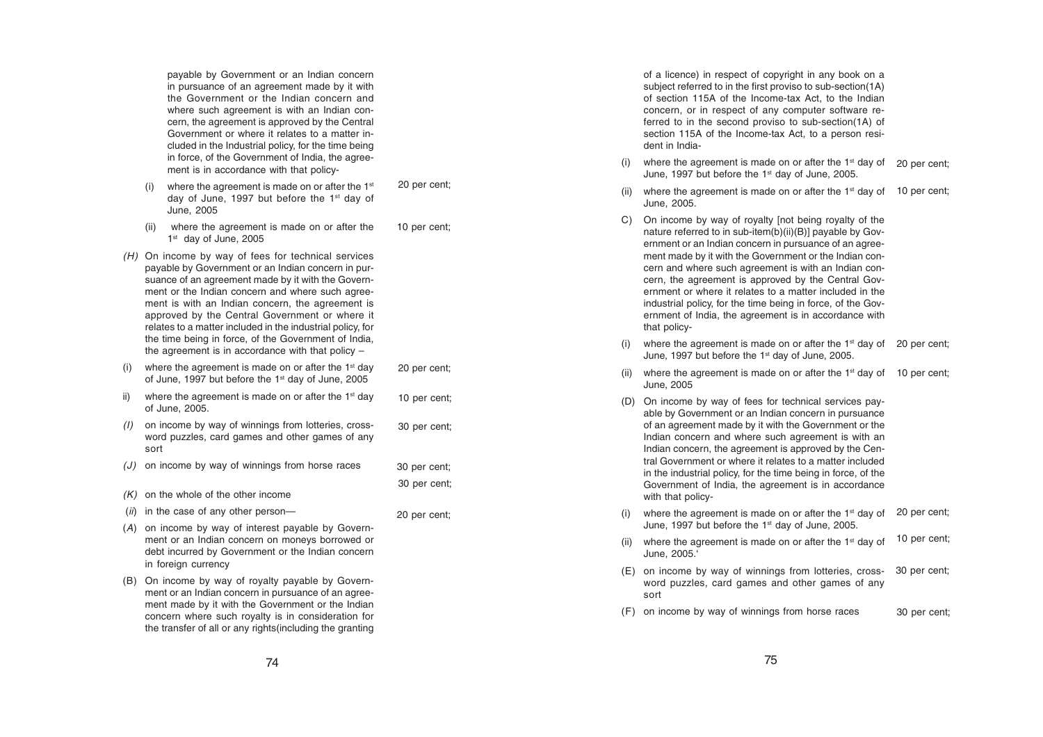payable by Government or an Indian concern in pursuance of an agreement made by it with the Government or the Indian concern and where such agreement is with an Indian concern, the agreement is approved by the Central Government or where it relates to a matter included in the Industrial policy, for the time being in force, of the Government of India, the agreement is in accordance with that policy-

(i) where the agreement is made on or after the 1st day of June, 1997 but before the 1st day of June, 2005 — 20 per cent;

(ii) where the agreement is made on or after the 1st day of June, 2005 — 10 per cent;

*(H)* On income by way of fees for technical services payable by Government or an Indian concern in pursuance of an agreement made by it with the Government or the Indian concern and where such agreement is with an Indian concern, the agreement is approved by the Central Government or where it relates to a matter included in the industrial policy, for the time being in force, of the Government of India, the agreement is in accordance with that policy –

(i) where the agreement is made on or after the 1st day of June, 1997 but before the 1st day of June, 2005 — 20 per cent;

ii) where the agreement is made on or after the 1st day of June, 2005. — 10 per cent;

*(I)* on income by way of winnings from lotteries, crossword puzzles, card games and other games of any sort — 30 per cent;

*(J)* on income by way of winnings from horse races — 30 per cent;

*(K)* on the whole of the other income — 30 per cent;

(*ii*) in the case of any other person—

(*A*) on income by way of interest payable by Government or an Indian concern on moneys borrowed or debt incurred by Government or the Indian concern in foreign currency — 20 per cent;

(B) On income by way of royalty payable by Government or an Indian concern in pursuance of an agreement made by it with the Government or the Indian concern where such royalty is in consideration for the transfer of all or any rights(including the granting of a licence) in respect of copyright in any book on a subject referred to in the first proviso to sub-section(1A) of section 115A of the Income-tax Act, to the Indian concern, or in respect of any computer software referred to in the second proviso to sub-section(1A) of section 115A of the Income-tax Act, to a person resident in India-

(i) where the agreement is made on or after the 1st day of June, 1997 but before the 1st day of June, 2005. — 20 per cent;

(ii) where the agreement is made on or after the 1st day of June, 2005. — 10 per cent;

C) On income by way of royalty [not being royalty of the nature referred to in sub-item(b)(ii)(B)] payable by Government or an Indian concern in pursuance of an agreement made by it with the Government or the Indian concern and where such agreement is with an Indian concern, the agreement is approved by the Central Government or where it relates to a matter included in the industrial policy, for the time being in force, of the Government of India, the agreement is in accordance with that policy-

(i) where the agreement is made on or after the 1st day of June, 1997 but before the 1st day of June, 2005. — 20 per cent;

(ii) where the agreement is made on or after the 1st day of June, 2005 — 10 per cent;

(D) On income by way of fees for technical services payable by Government or an Indian concern in pursuance of an agreement made by it with the Government or the Indian concern and where such agreement is with an Indian concern, the agreement is approved by the Central Government or where it relates to a matter included in the industrial policy, for the time being in force, of the Government of India, the agreement is in accordance with that policy-

(i) where the agreement is made on or after the 1st day of June, 1997 but before the 1st day of June, 2005. — 20 per cent;

(ii) where the agreement is made on or after the 1st day of June, 2005.' — 10 per cent;

(E) on income by way of winnings from lotteries, crossword puzzles, card games and other games of any sort — 30 per cent;

(F) on income by way of winnings from horse races — 30 per cent;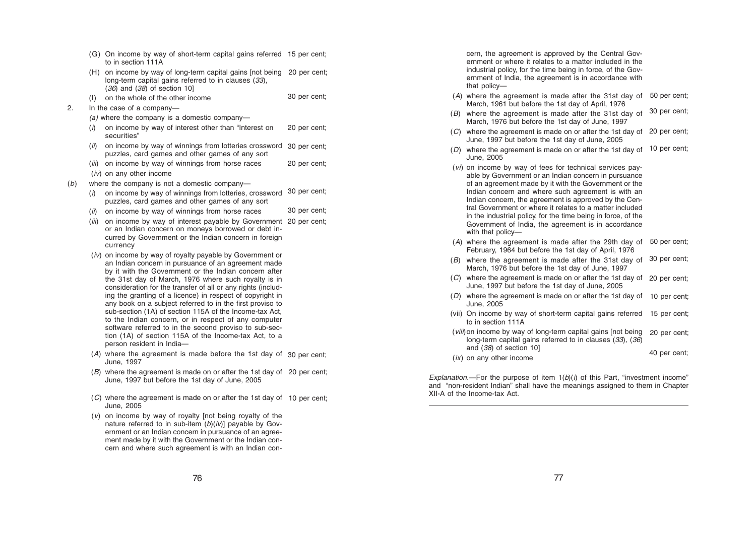(G) On income by way of short-term capital gains referred to in section 111A — 15 per cent;

(H) on income by way of long-term capital gains [not being long-term capital gains referred to in clauses (*33*), (*36*) and (*38*) of section 10] — 20 per cent;

(I) on the whole of the other income — 30 per cent;

2. In the case of a company—

*(a)* where the company is a domestic company—

(*i*) on income by way of interest other than "Interest on securities" — 20 per cent;

(*ii*) on income by way of winnings from lotteries crossword puzzles, card games and other games of any sort — 30 per cent;

(*iii*) on income by way of winnings from horse races — 20 per cent;

(*iv*) on any other income

(*b*) where the company is not a domestic company—

(*i*) on income by way of winnings from lotteries, crossword puzzles, card games and other games of any sort — 30 per cent;

(*ii*) on income by way of winnings from horse races — 30 per cent;

(*iii*) on income by way of interest payable by Government or an Indian concern on moneys borrowed or debt incurred by Government or the Indian concern in foreign currency — 20 per cent;

(*iv*) on income by way of royalty payable by Government or an Indian concern in pursuance of an agreement made by it with the Government or the Indian concern after the 31st day of March, 1976 where such royalty is in consideration for the transfer of all or any rights (including the granting of a licence) in respect of copyright in any book on a subject referred to in the first proviso to sub-section (1A) of section 115A of the Income-tax Act, to the Indian concern, or in respect of any computer software referred to in the second proviso to sub-section (1A) of section 115A of the Income-tax Act, to a person resident in India—

(*A*) where the agreement is made before the 1st day of June, 1997 — 30 per cent;

(*B*) where the agreement is made on or after the 1st day of June, 1997 but before the 1st day of June, 2005 — 20 per cent;

(*C*) where the agreement is made on or after the 1st day of June, 2005 — 10 per cent;

(*v*) on income by way of royalty [not being royalty of the nature referred to in sub-item (*b*)(*iv*)] payable by Government or an Indian concern in pursuance of an agreement made by it with the Government or the Indian concern and where such agreement is with an Indian concern, the agreement is approved by the Central Government or where it relates to a matter included in the industrial policy, for the time being in force, of the Government of India, the agreement is in accordance with that policy—

(*A*) where the agreement is made after the 31st day of March, 1961 but before the 1st day of April, 1976 — 50 per cent;

(*B*) where the agreement is made after the 31st day of March, 1976 but before the 1st day of June, 1997 — 30 per cent;

(*C*) where the agreement is made on or after the 1st day of June, 1997 but before the 1st day of June, 2005 — 20 per cent;

(*D*) where the agreement is made on or after the 1st day of June, 2005 — 10 per cent;

(*vi*) on income by way of fees for technical services payable by Government or an Indian concern in pursuance of an agreement made by it with the Government or the Indian concern and where such agreement is with an Indian concern, the agreement is approved by the Central Government or where it relates to a matter included in the industrial policy, for the time being in force, of the Government of India, the agreement is in accordance with that policy—

(*A*) where the agreement is made after the 29th day of February, 1964 but before the 1st day of April, 1976 — 50 per cent;

(*B*) where the agreement is made after the 31st day of March, 1976 but before the 1st day of June, 1997 — 30 per cent;

(*C*) where the agreement is made on or after the 1st day of June, 1997 but before the 1st day of June, 2005 — 20 per cent;

(*D*) where the agreement is made on or after the 1st day of June, 2005 — 10 per cent;

(vii) On income by way of short-term capital gains referred to in section 111A — 15 per cent;

(*viii*) on income by way of long-term capital gains [not being long-term capital gains referred to in clauses (*33*), (*36*) and (*38*) of section 10] — 20 per cent;

(*ix*) on any other income — 40 per cent;

*Explanation.*—For the purpose of item 1(*b*)(*i*) of this Part, "investment income" and "non-resident Indian" shall have the meanings assigned to them in Chapter XII-A of the Income-tax Act.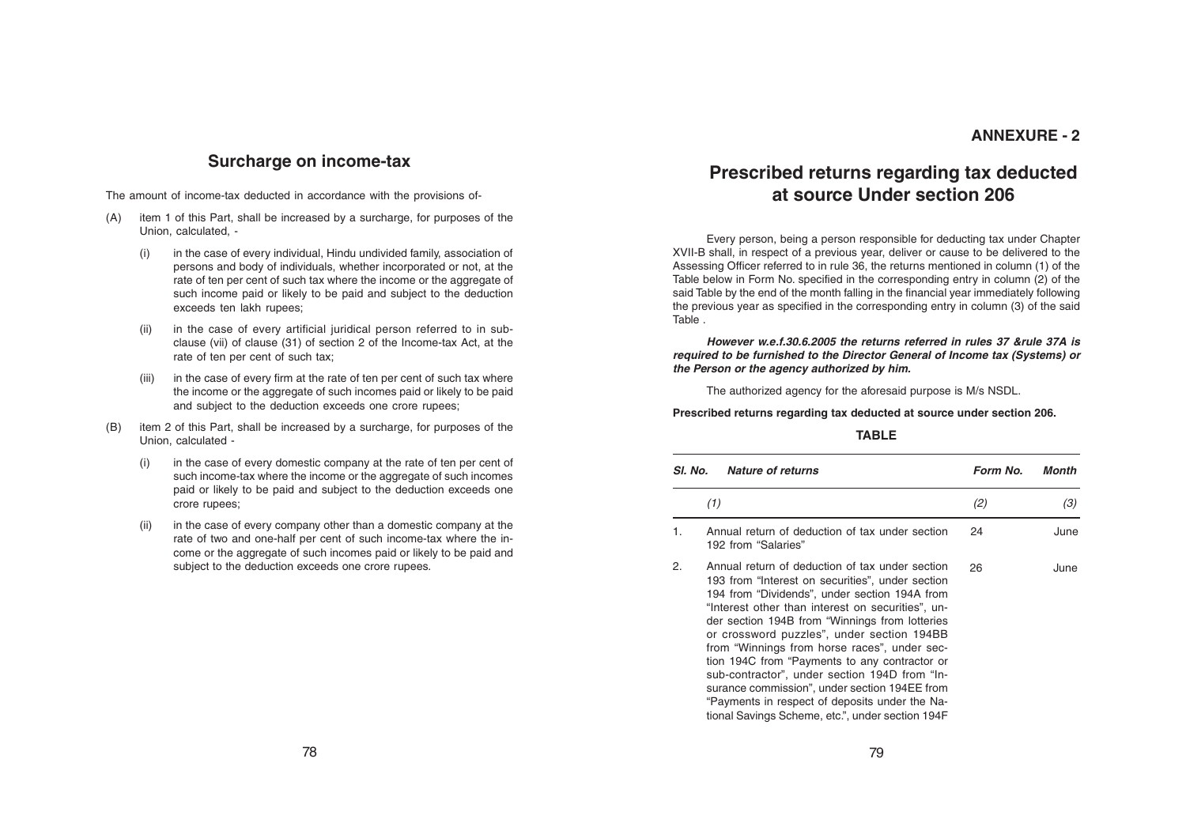## Surcharge on income-tax

The amount of income-tax deducted in accordance with the provisions of-

(A) item 1 of this Part, shall be increased by a surcharge, for purposes of the Union, calculated, -

  (i) in the case of every individual, Hindu undivided family, association of persons and body of individuals, whether incorporated or not, at the rate of ten per cent of such tax where the income or the aggregate of such income paid or likely to be paid and subject to the deduction exceeds ten lakh rupees;

  (ii) in the case of every artificial juridical person referred to in sub-clause (vii) of clause (31) of section 2 of the Income-tax Act, at the rate of ten per cent of such tax;

  (iii) in the case of every firm at the rate of ten per cent of such tax where the income or the aggregate of such incomes paid or likely to be paid and subject to the deduction exceeds one crore rupees;

(B) item 2 of this Part, shall be increased by a surcharge, for purposes of the Union, calculated -

  (i) in the case of every domestic company at the rate of ten per cent of such income-tax where the income or the aggregate of such incomes paid or likely to be paid and subject to the deduction exceeds one crore rupees;

  (ii) in the case of every company other than a domestic company at the rate of two and one-half per cent of such income-tax where the income or the aggregate of such incomes paid or likely to be paid and subject to the deduction exceeds one crore rupees.

# ANNEXURE - 2

## Prescribed returns regarding tax deducted at source Under section 206

Every person, being a person responsible for deducting tax under Chapter XVII-B shall, in respect of a previous year, deliver or cause to be delivered to the Assessing Officer referred to in rule 36, the returns mentioned in column (1) of the Table below in Form No. specified in the corresponding entry in column (2) of the said Table by the end of the month falling in the financial year immediately following the previous year as specified in the corresponding entry in column (3) of the said Table .

***However w.e.f.30.6.2005 the returns referred in rules 37 &rule 37A is required to be furnished to the Director General of Income tax (Systems) or the Person or the agency authorized by him.***

The authorized agency for the aforesaid purpose is M/s NSDL.

**Prescribed returns regarding tax deducted at source under section 206.**

**TABLE**

| *Sl. No.* | *Nature of returns* | *Form No.* | *Month* |
|---|---|---|---|
| | *(1)* | *(2)* | *(3)* |
| 1. | Annual return of deduction of tax under section 192 from "Salaries" | 24 | June |
| 2. | Annual return of deduction of tax under section 193 from "Interest on securities", under section 194 from "Dividends", under section 194A from "Interest other than interest on securities", under section 194B from "Winnings from lotteries or crossword puzzles", under section 194BB from "Winnings from horse races", under section 194C from "Payments to any contractor or sub-contractor", under section 194D from "Insurance commission", under section 194EE from "Payments in respect of deposits under the National Savings Scheme, etc.", under section 194F | 26 | June |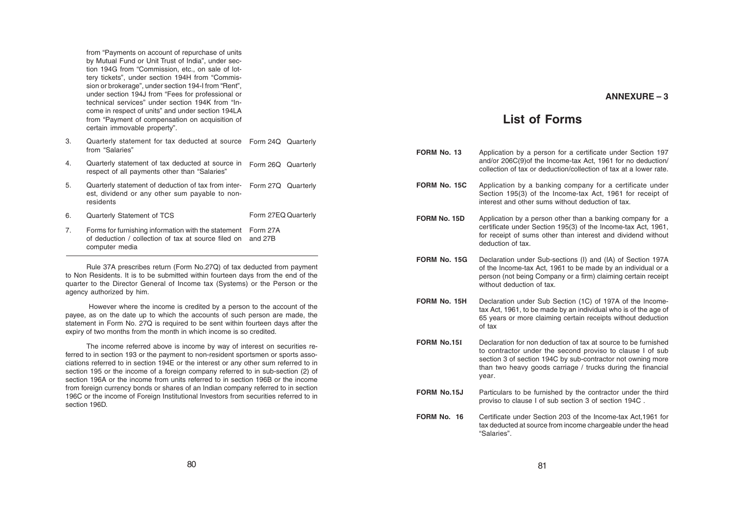from "Payments on account of repurchase of units by Mutual Fund or Unit Trust of India", under section 194G from "Commission, etc., on sale of lottery tickets", under section 194H from "Commission or brokerage", under section 194-I from "Rent", under section 194J from "Fees for professional or technical services" under section 194K from "Income in respect of units" and under section 194LA from "Payment of compensation on acquisition of certain immovable property".

| | | | |
|---|---|---|---|
| 3. | Quarterly statement for tax deducted at source from "Salaries" | Form 24Q | Quarterly |
| 4. | Quarterly statement of tax deducted at source in respect of all payments other than "Salaries" | Form 26Q | Quarterly |
| 5. | Quarterly statement of deduction of tax from interest, dividend or any other sum payable to non-residents | Form 27Q | Quarterly |
| 6. | Quarterly Statement of TCS | Form 27EQ | Quarterly |
| 7. | Forms for furnishing information with the statement of deduction / collection of tax at source filed on computer media | Form 27A and 27B | |

Rule 37A prescribes return (Form No.27Q) of tax deducted from payment to Non Residents. It is to be submitted within fourteen days from the end of the quarter to the Director General of Income tax (Systems) or the Person or the agency authorized by him.

However where the income is credited by a person to the account of the payee, as on the date up to which the accounts of such person are made, the statement in Form No. 27Q is required to be sent within fourteen days after the expiry of two months from the month in which income is so credited.

The income referred above is income by way of interest on securities referred to in section 193 or the payment to non-resident sportsmen or sports associations referred to in section 194E or the interest or any other sum referred to in section 195 or the income of a foreign company referred to in sub-section (2) of section 196A or the income from units referred to in section 196B or the income from foreign currency bonds or shares of an Indian company referred to in section 196C or the income of Foreign Institutional Investors from securities referred to in section 196D.

**ANNEXURE – 3**

# List of Forms

**FORM No. 13** Application by a person for a certificate under Section 197 and/or 206C(9)of the Income-tax Act, 1961 for no deduction/ collection of tax or deduction/collection of tax at a lower rate.

**FORM No. 15C** Application by a banking company for a certificate under Section 195(3) of the Income-tax Act, 1961 for receipt of interest and other sums without deduction of tax.

**FORM No. 15D** Application by a person other than a banking company for a certificate under Section 195(3) of the Income-tax Act, 1961, for receipt of sums other than interest and dividend without deduction of tax.

**FORM No. 15G** Declaration under Sub-sections (I) and (IA) of Section 197A of the Income-tax Act, 1961 to be made by an individual or a person (not being Company or a firm) claiming certain receipt without deduction of tax.

**FORM No. 15H** Declaration under Sub Section (1C) of 197A of the Income-tax Act, 1961, to be made by an individual who is of the age of 65 years or more claiming certain receipts without deduction of tax

**FORM No.15I** Declaration for non deduction of tax at source to be furnished to contractor under the second proviso to clause I of sub section 3 of section 194C by sub-contractor not owning more than two heavy goods carriage / trucks during the financial year.

**FORM No.15J** Particulars to be furnished by the contractor under the third proviso to clause I of sub section 3 of section 194C .

**FORM No. 16** Certificate under Section 203 of the Income-tax Act,1961 for tax deducted at source from income chargeable under the head "Salaries".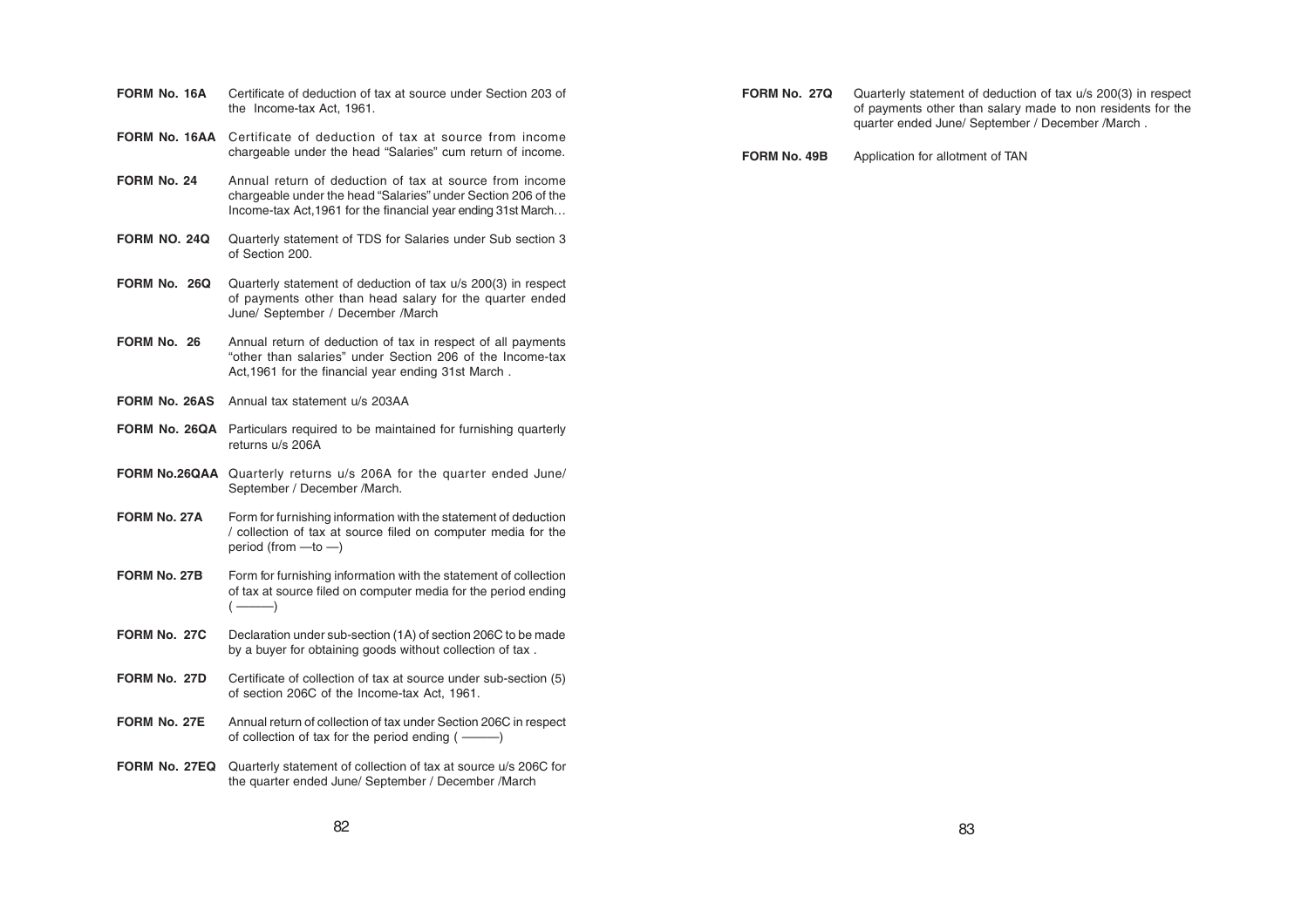**FORM No. 16A** Certificate of deduction of tax at source under Section 203 of the Income-tax Act, 1961.

**FORM No. 16AA** Certificate of deduction of tax at source from income chargeable under the head "Salaries" cum return of income.

**FORM No. 24** Annual return of deduction of tax at source from income chargeable under the head "Salaries" under Section 206 of the Income-tax Act,1961 for the financial year ending 31st March…

**FORM NO. 24Q** Quarterly statement of TDS for Salaries under Sub section 3 of Section 200.

**FORM No. 26Q** Quarterly statement of deduction of tax u/s 200(3) in respect of payments other than head salary for the quarter ended June/ September / December /March

**FORM No. 26** Annual return of deduction of tax in respect of all payments "other than salaries" under Section 206 of the Income-tax Act,1961 for the financial year ending 31st March .

**FORM No. 26AS** Annual tax statement u/s 203AA

**FORM No. 26QA** Particulars required to be maintained for furnishing quarterly returns u/s 206A

**FORM No.26QAA** Quarterly returns u/s 206A for the quarter ended June/ September / December /March.

**FORM No. 27A** Form for furnishing information with the statement of deduction / collection of tax at source filed on computer media for the period (from —to —)

**FORM No. 27B** Form for furnishing information with the statement of collection of tax at source filed on computer media for the period ending ( ——)

**FORM No. 27C** Declaration under sub-section (1A) of section 206C to be made by a buyer for obtaining goods without collection of tax .

**FORM No. 27D** Certificate of collection of tax at source under sub-section (5) of section 206C of the Income-tax Act, 1961.

**FORM No. 27E** Annual return of collection of tax under Section 206C in respect of collection of tax for the period ending ( ——)

**FORM No. 27EQ** Quarterly statement of collection of tax at source u/s 206C for the quarter ended June/ September / December /March

**FORM No. 27Q** Quarterly statement of deduction of tax u/s 200(3) in respect of payments other than salary made to non residents for the quarter ended June/ September / December /March .

**FORM No. 49B** Application for allotment of TAN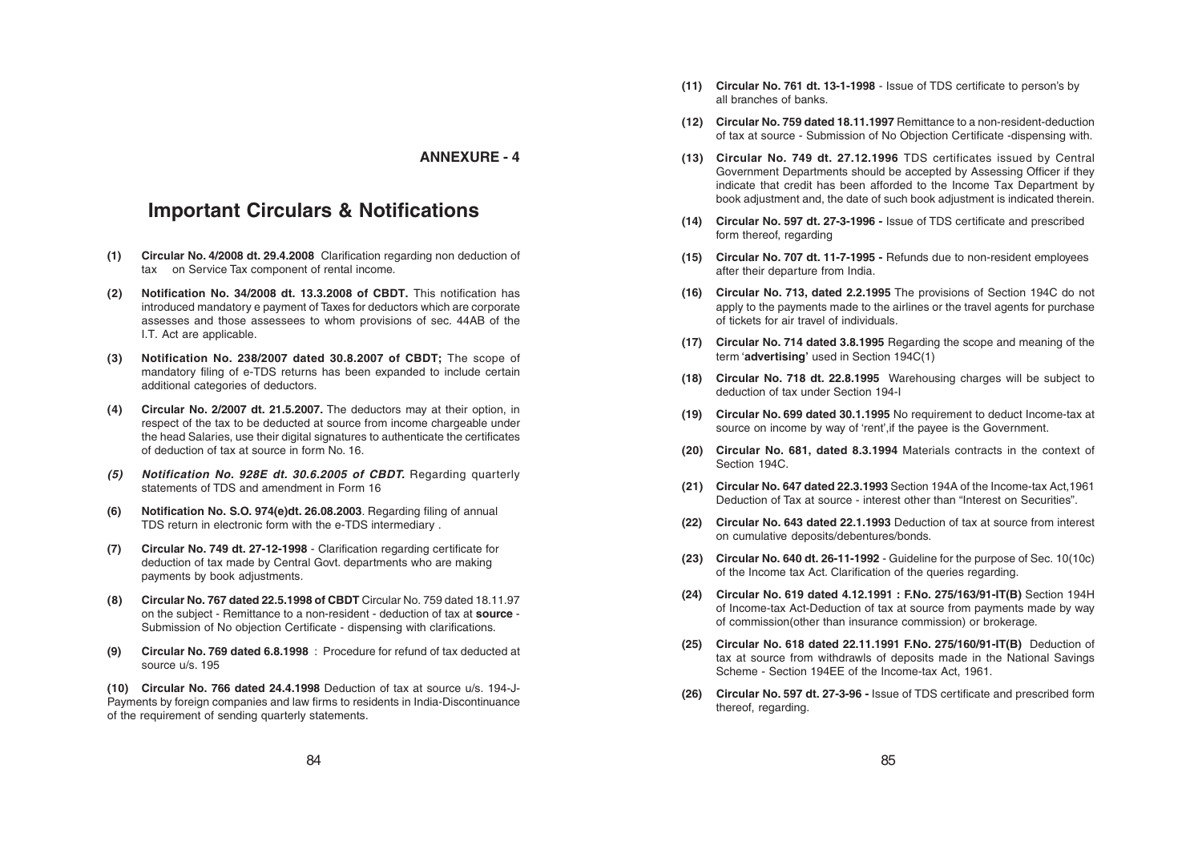**ANNEXURE - 4**

# Important Circulars & Notifications

**(1) Circular No. 4/2008 dt. 29.4.2008** Clarification regarding non deduction of tax on Service Tax component of rental income.

**(2) Notification No. 34/2008 dt. 13.3.2008 of CBDT.** This notification has introduced mandatory e payment of Taxes for deductors which are corporate assesses and those assessees to whom provisions of sec. 44AB of the I.T. Act are applicable.

**(3) Notification No. 238/2007 dated 30.8.2007 of CBDT;** The scope of mandatory filing of e-TDS returns has been expanded to include certain additional categories of deductors.

**(4) Circular No. 2/2007 dt. 21.5.2007.** The deductors may at their option, in respect of the tax to be deducted at source from income chargeable under the head Salaries, use their digital signatures to authenticate the certificates of deduction of tax at source in form No. 16.

***(5) Notification No. 928E dt. 30.6.2005 of CBDT.*** Regarding quarterly statements of TDS and amendment in Form 16

**(6) Notification No. S.O. 974(e)dt. 26.08.2003**. Regarding filing of annual TDS return in electronic form with the e-TDS intermediary .

**(7) Circular No. 749 dt. 27-12-1998** - Clarification regarding certificate for deduction of tax made by Central Govt. departments who are making payments by book adjustments.

**(8) Circular No. 767 dated 22.5.1998 of CBDT** Circular No. 759 dated 18.11.97 on the subject - Remittance to a non-resident - deduction of tax at **source** - Submission of No objection Certificate - dispensing with clarifications.

**(9) Circular No. 769 dated 6.8.1998** : Procedure for refund of tax deducted at source u/s. 195

**(10) Circular No. 766 dated 24.4.1998** Deduction of tax at source u/s. 194-J- Payments by foreign companies and law firms to residents in India-Discontinuance of the requirement of sending quarterly statements.

**(11) Circular No. 761 dt. 13-1-1998** - Issue of TDS certificate to person's by all branches of banks.

**(12) Circular No. 759 dated 18.11.1997** Remittance to a non-resident-deduction of tax at source - Submission of No Objection Certificate -dispensing with.

**(13) Circular No. 749 dt. 27.12.1996** TDS certificates issued by Central Government Departments should be accepted by Assessing Officer if they indicate that credit has been afforded to the Income Tax Department by book adjustment and, the date of such book adjustment is indicated therein.

**(14) Circular No. 597 dt. 27-3-1996 -** Issue of TDS certificate and prescribed form thereof, regarding

**(15) Circular No. 707 dt. 11-7-1995 -** Refunds due to non-resident employees after their departure from India.

**(16) Circular No. 713, dated 2.2.1995** The provisions of Section 194C do not apply to the payments made to the airlines or the travel agents for purchase of tickets for air travel of individuals.

**(17) Circular No. 714 dated 3.8.1995** Regarding the scope and meaning of the term '**advertising**' used in Section 194C(1)

**(18) Circular No. 718 dt. 22.8.1995** Warehousing charges will be subject to deduction of tax under Section 194-I

**(19) Circular No. 699 dated 30.1.1995** No requirement to deduct Income-tax at source on income by way of 'rent',if the payee is the Government.

**(20) Circular No. 681, dated 8.3.1994** Materials contracts in the context of Section 194C.

**(21) Circular No. 647 dated 22.3.1993** Section 194A of the Income-tax Act,1961 Deduction of Tax at source - interest other than "Interest on Securities".

**(22) Circular No. 643 dated 22.1.1993** Deduction of tax at source from interest on cumulative deposits/debentures/bonds.

**(23) Circular No. 640 dt. 26-11-1992** - Guideline for the purpose of Sec. 10(10c) of the Income tax Act. Clarification of the queries regarding.

**(24) Circular No. 619 dated 4.12.1991 : F.No. 275/163/91-IT(B)** Section 194H of Income-tax Act-Deduction of tax at source from payments made by way of commission(other than insurance commission) or brokerage.

**(25) Circular No. 618 dated 22.11.1991 F.No. 275/160/91-IT(B)** Deduction of tax at source from withdrawls of deposits made in the National Savings Scheme - Section 194EE of the Income-tax Act, 1961.

**(26) Circular No. 597 dt. 27-3-96 -** Issue of TDS certificate and prescribed form thereof, regarding.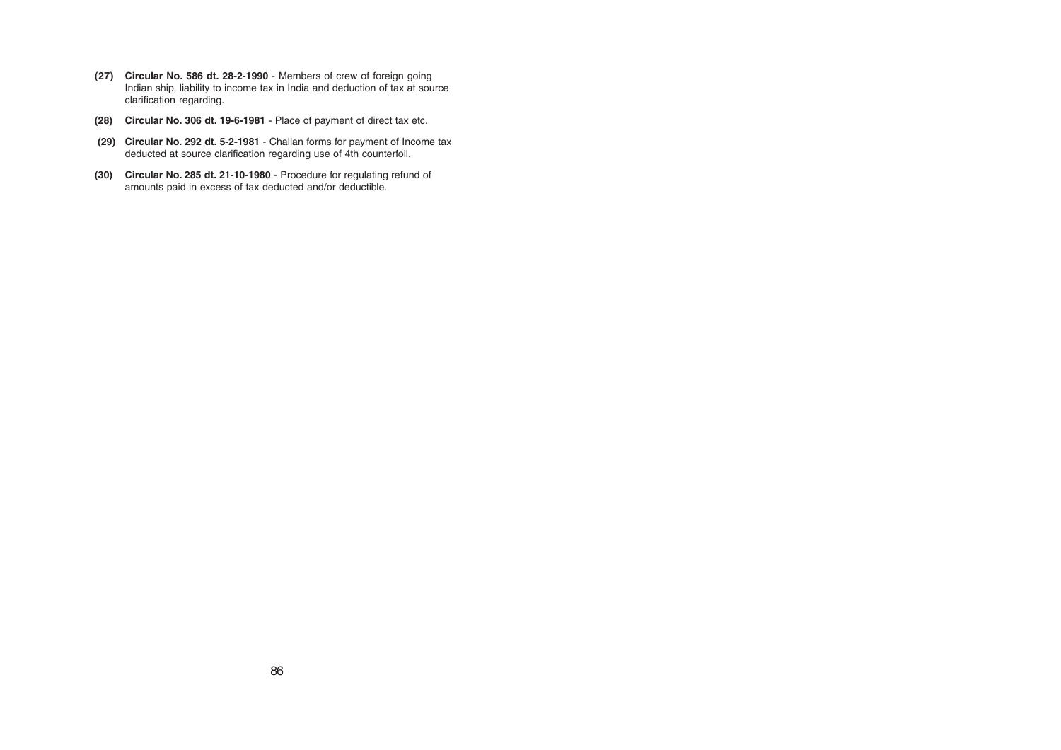**(27) Circular No. 586 dt. 28-2-1990** - Members of crew of foreign going Indian ship, liability to income tax in India and deduction of tax at source clarification regarding.

**(28) Circular No. 306 dt. 19-6-1981** - Place of payment of direct tax etc.

**(29) Circular No. 292 dt. 5-2-1981** - Challan forms for payment of Income tax deducted at source clarification regarding use of 4th counterfoil.

**(30) Circular No. 285 dt. 21-10-1980** - Procedure for regulating refund of amounts paid in excess of tax deducted and/or deductible.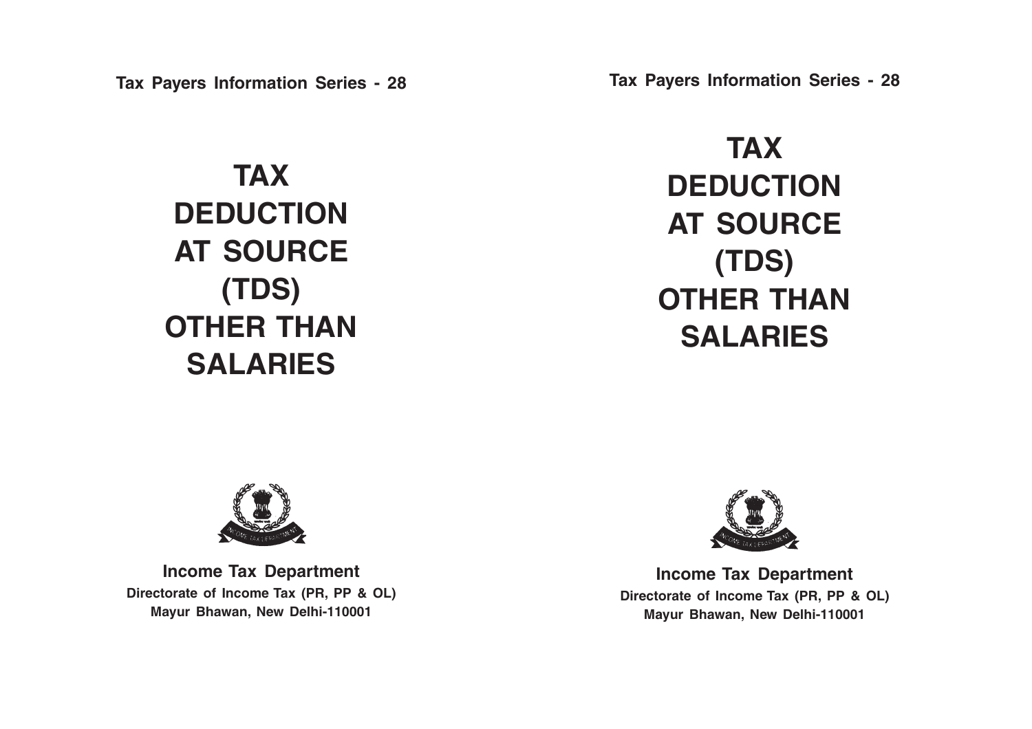Tax Payers Information Series - 28

# TAX DEDUCTION AT SOURCE (TDS) OTHER THAN SALARIES

**Income Tax Department**

**Directorate of Income Tax (PR, PP & OL)**

**Mayur Bhawan, New Delhi-110001**

Tax Payers Information Series - 28

# TAX DEDUCTION AT SOURCE (TDS) OTHER THAN SALARIES

**Income Tax Department**

**Directorate of Income Tax (PR, PP & OL)**

**Mayur Bhawan, New Delhi-110001**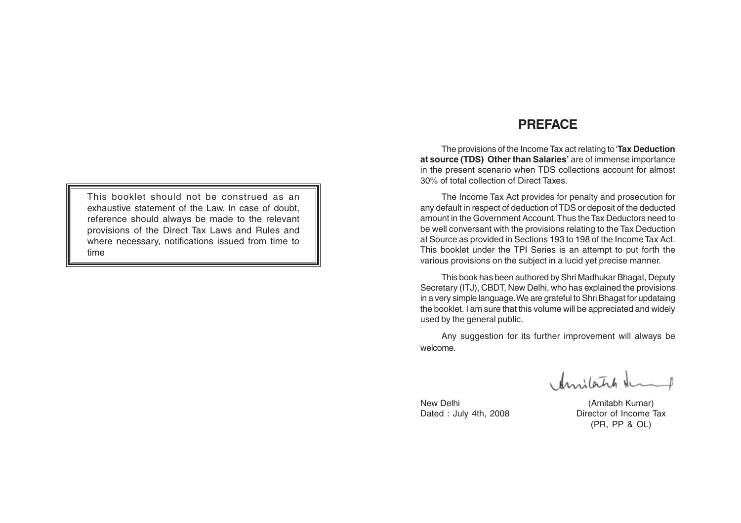This booklet should not be construed as an exhaustive statement of the Law. In case of doubt, reference should always be made to the relevant provisions of the Direct Tax Laws and Rules and where necessary, notifications issued from time to time

# PREFACE

The provisions of the Income Tax act relating to '**Tax Deduction at source (TDS) Other than Salaries'** are of immense importance in the present scenario when TDS collections account for almost 30% of total collection of Direct Taxes.

The Income Tax Act provides for penalty and prosecution for any default in respect of deduction of TDS or deposit of the deducted amount in the Government Account. Thus the Tax Deductors need to be well conversant with the provisions relating to the Tax Deduction at Source as provided in Sections 193 to 198 of the Income Tax Act. This booklet under the TPI Series is an attempt to put forth the various provisions on the subject in a lucid yet precise manner.

This book has been authored by Shri Madhukar Bhagat, Deputy Secretary (ITJ), CBDT, New Delhi, who has explained the provisions in a very simple language. We are grateful to Shri Bhagat for updataing the booklet. I am sure that this volume will be appreciated and widely used by the general public.

Any suggestion for its further improvement will always be welcome.

New Delhi
Dated : July 4th, 2008

(Amitabh Kumar)
Director of Income Tax
(PR, PP & OL)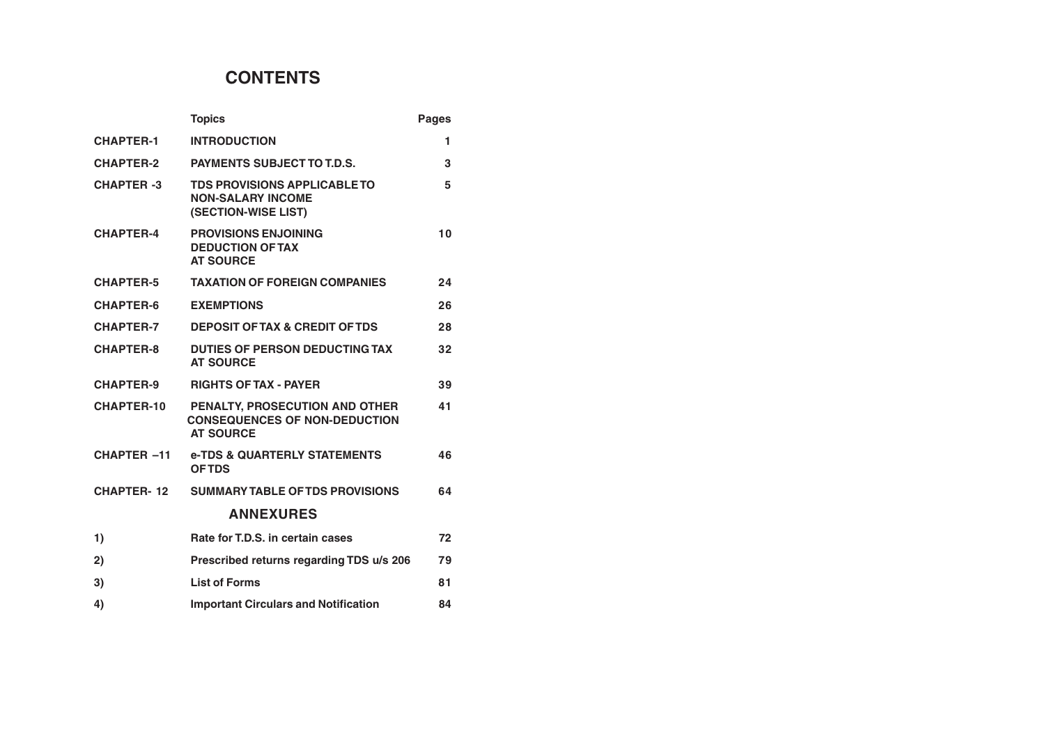# CONTENTS

| | Topics | Pages |
|---|---|---|
| CHAPTER-1 | INTRODUCTION | 1 |
| CHAPTER-2 | PAYMENTS SUBJECT TO T.D.S. | 3 |
| CHAPTER -3 | TDS PROVISIONS APPLICABLE TO NON-SALARY INCOME (SECTION-WISE LIST) | 5 |
| CHAPTER-4 | PROVISIONS ENJOINING DEDUCTION OF TAX AT SOURCE | 10 |
| CHAPTER-5 | TAXATION OF FOREIGN COMPANIES | 24 |
| CHAPTER-6 | EXEMPTIONS | 26 |
| CHAPTER-7 | DEPOSIT OF TAX & CREDIT OF TDS | 28 |
| CHAPTER-8 | DUTIES OF PERSON DEDUCTING TAX AT SOURCE | 32 |
| CHAPTER-9 | RIGHTS OF TAX - PAYER | 39 |
| CHAPTER-10 | PENALTY, PROSECUTION AND OTHER CONSEQUENCES OF NON-DEDUCTION AT SOURCE | 41 |
| CHAPTER –11 | e-TDS & QUARTERLY STATEMENTS OF TDS | 46 |
| CHAPTER- 12 | SUMMARY TABLE OF TDS PROVISIONS | 64 |

## ANNEXURES

| | | |
|---|---|---|
| 1) | Rate for T.D.S. in certain cases | 72 |
| 2) | Prescribed returns regarding TDS u/s 206 | 79 |
| 3) | List of Forms | 81 |
| 4) | Important Circulars and Notification | 84 |